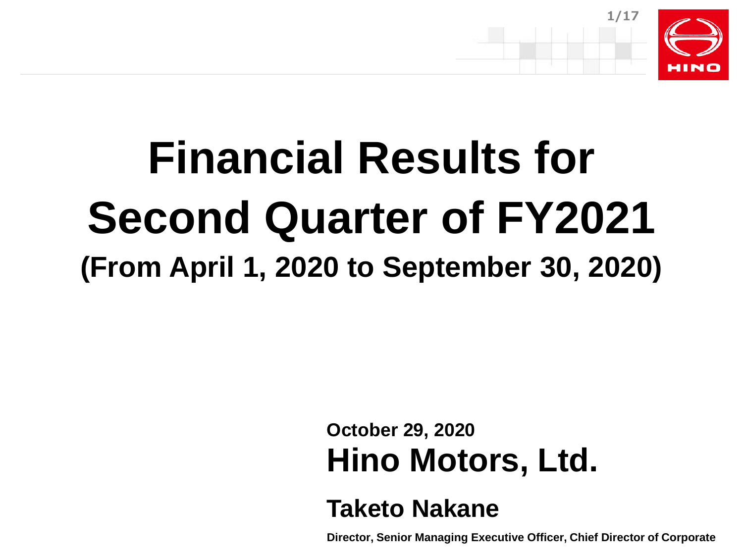# Financial Results for Second Quarter of FY2021

## (From April 1, 2020 to September 30, 2020)

**October 29, 2020**

**Hino Motors, Ltd.**

**Taketo Nakane**

**Director, Senior Managing Executive Officer, Chief Director of Corporate**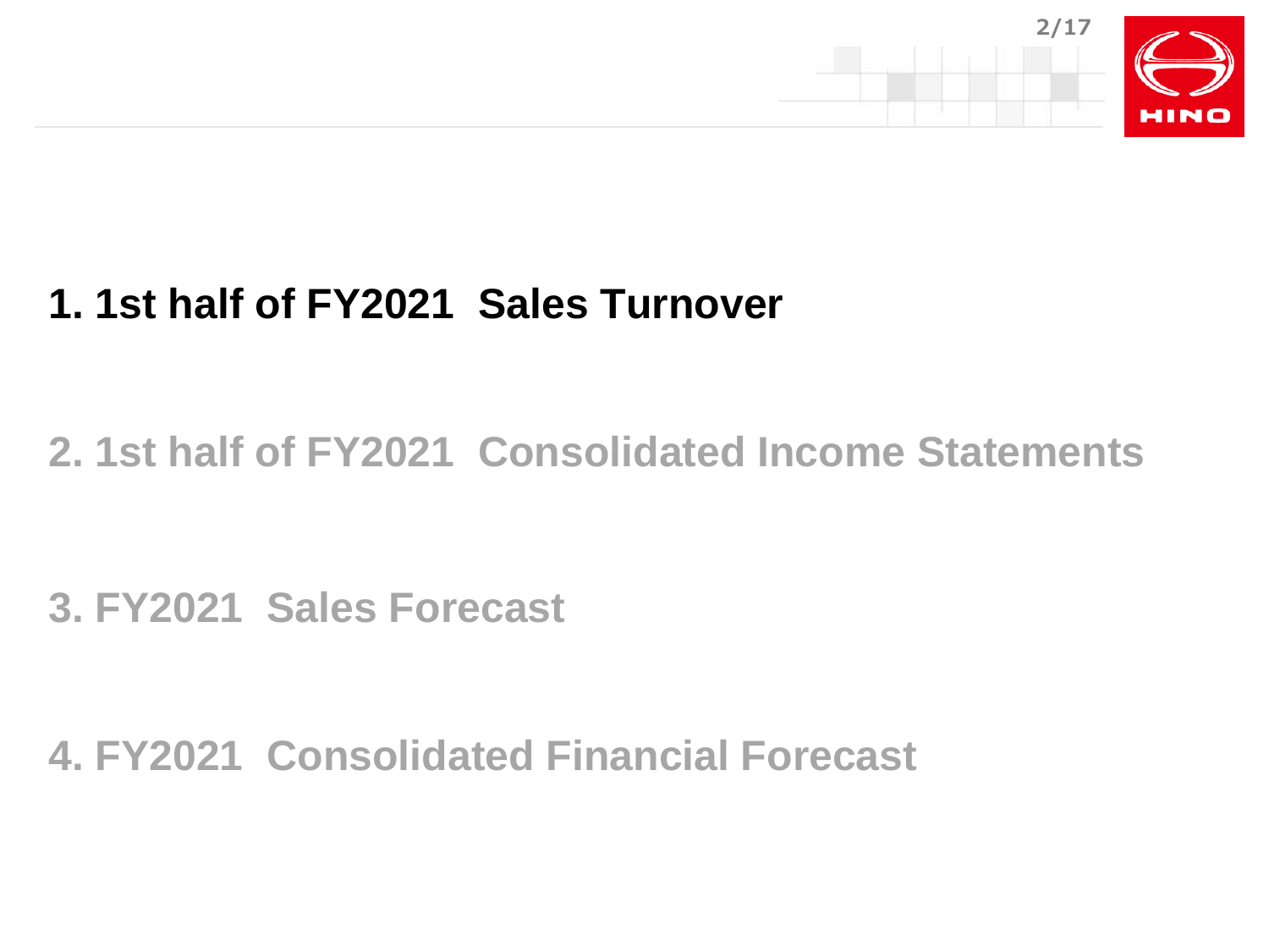1. 1st half of FY2021  Sales Turnover

2. 1st half of FY2021  Consolidated Income Statements

3. FY2021  Sales Forecast

4. FY2021  Consolidated Financial Forecast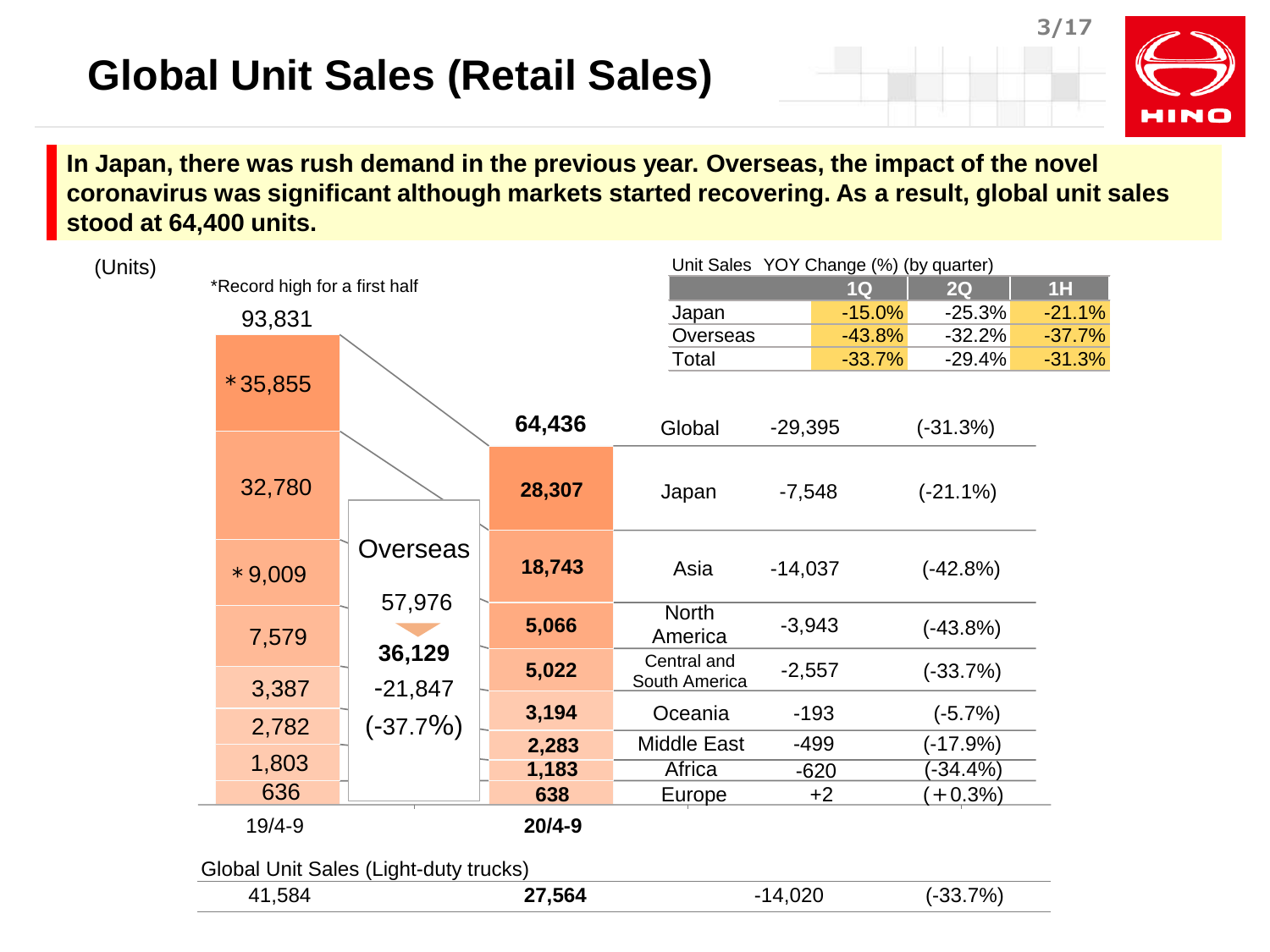# Global Unit Sales (Retail Sales)

**In Japan, there was rush demand in the previous year. Overseas, the impact of the novel coronavirus was significant although markets started recovering. As a result, global unit sales stood at 64,400 units.**

Unit Sales YOY Change (%) (by quarter)

| | 1Q | 2Q | 1H |
|---|---|---|---|
| Japan | -15.0% | -25.3% | -21.1% |
| Overseas | -43.8% | -32.2% | -37.7% |
| Total | -33.7% | -29.4% | -31.3% |

(Units)

*Record high for a first half

| | 19/4-9 | 20/4-9 | Change | (%) |
|---|---|---|---|---|
| Global | 93,831 | **64,436** | -29,395 | (-31.3%) |
| Japan | *35,855 | **28,307** | -7,548 | (-21.1%) |
| Asia | 32,780 | **18,743** | -14,037 | (-42.8%) |
| North America | *9,009 | **5,066** | -3,943 | (-43.8%) |
| Central and South America | 7,579 | **5,022** | -2,557 | (-33.7%) |
| Oceania | 3,387 | **3,194** | -193 | (-5.7%) |
| Middle East | 2,782 | **2,283** | -499 | (-17.9%) |
| Africa | 1,803 | **1,183** | -620 | (-34.4%) |
| Europe | 636 | **638** | +2 | (+0.3%) |

Overseas: 57,976 → **36,129**, -21,847 (-37.7%)

Global Unit Sales (Light-duty trucks)

| 19/4-9 | 20/4-9 | Change | (%) |
|---|---|---|---|
| 41,584 | **27,564** | -14,020 | (-33.7%) |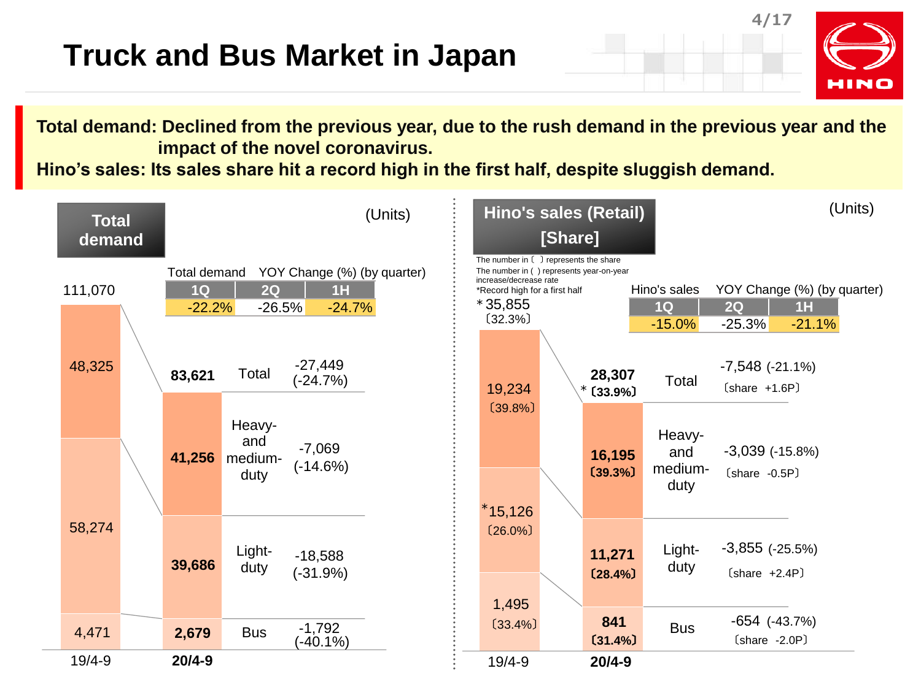# Truck and Bus Market in Japan

**Total demand: Declined from the previous year, due to the rush demand in the previous year and the impact of the novel coronavirus.**

**Hino's sales: Its sales share hit a record high in the first half, despite sluggish demand.**

## Total demand

(Units)

Total demand YOY Change (%) (by quarter)

| 1Q | 2Q | 1H |
|---|---|---|
| -22.2% | -26.5% | -24.7% |

| | 19/4-9 | 20/4-9 | Change |
|---|---|---|---|
| Total | 111,070 | **83,621** | -27,449 (-24.7%) |
| Heavy- and medium-duty | 48,325 | **41,256** | -7,069 (-14.6%) |
| Light-duty | 58,274 | **39,686** | -18,588 (-31.9%) |
| Bus | 4,471 | **2,679** | -1,792 (-40.1%) |

## Hino's sales (Retail) [Share]

(Units)

The number in 〔 〕 represents the share
The number in ( ) represents year-on-year increase/decrease rate
*Record high for a first half

Hino's sales YOY Change (%) (by quarter)

| 1Q | 2Q | 1H |
|---|---|---|
| -15.0% | -25.3% | -21.1% |

| | 19/4-9 | 20/4-9 | Change |
|---|---|---|---|
| Total | *35,855 〔32.3%〕 | **28,307** *〔33.9%〕 | -7,548 (-21.1%) 〔share +1.6P〕 |
| Heavy- and medium-duty | 19,234 〔39.8%〕 | **16,195 〔39.3%〕** | -3,039 (-15.8%) 〔share -0.5P〕 |
| Light-duty | *15,126 〔26.0%〕 | **11,271 〔28.4%〕** | -3,855 (-25.5%) 〔share +2.4P〕 |
| Bus | 1,495 〔33.4%〕 | **841 〔31.4%〕** | -654 (-43.7%) 〔share -2.0P〕 |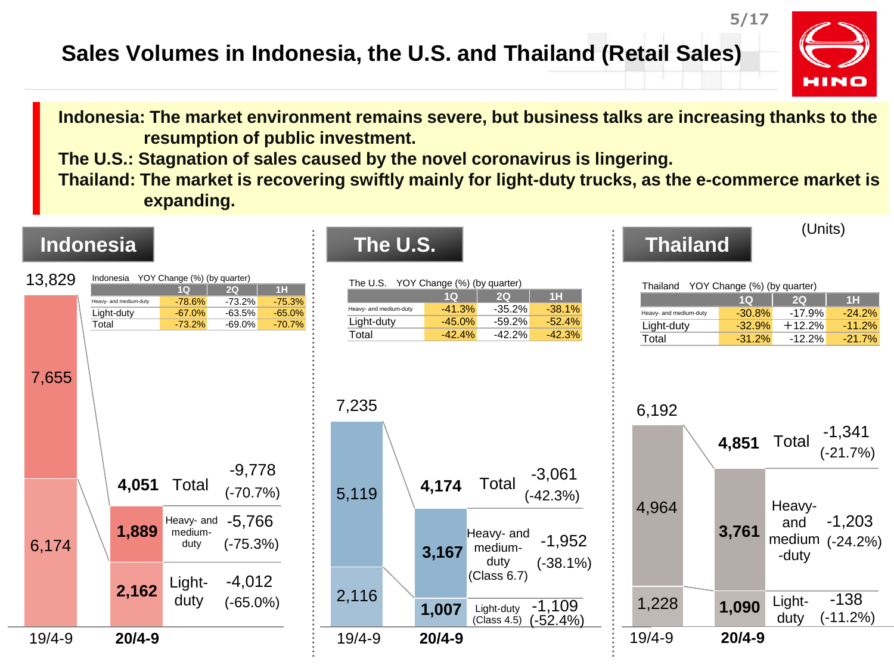# Sales Volumes in Indonesia, the U.S. and Thailand (Retail Sales)

**Indonesia: The market environment remains severe, but business talks are increasing thanks to the resumption of public investment.**
**The U.S.: Stagnation of sales caused by the novel coronavirus is lingering.**
**Thailand: The market is recovering swiftly mainly for light-duty trucks, as the e-commerce market is expanding.**

(Units)

## Indonesia

Indonesia YOY Change (%) (by quarter)

| | 1Q | 2Q | 1H |
|---|---|---|---|
| Heavy- and medium-duty | -78.6% | -73.2% | -75.3% |
| Light-duty | -67.0% | -63.5% | -65.0% |
| Total | -73.2% | -69.0% | -70.7% |

| | 19/4-9 | 20/4-9 | Change |
|---|---|---|---|
| Total | 13,829 | **4,051** | -9,778 (-70.7%) |
| Heavy- and medium-duty | 7,655 | **1,889** | -5,766 (-75.3%) |
| Light-duty | 6,174 | **2,162** | -4,012 (-65.0%) |

## The U.S.

The U.S. YOY Change (%) (by quarter)

| | 1Q | 2Q | 1H |
|---|---|---|---|
| Heavy- and medium-duty | -41.3% | -35.2% | -38.1% |
| Light-duty | -45.0% | -59.2% | -52.4% |
| Total | -42.4% | -42.2% | -42.3% |

| | 19/4-9 | 20/4-9 | Change |
|---|---|---|---|
| Total | 7,235 | **4,174** | -3,061 (-42.3%) |
| Heavy- and medium-duty (Class 6.7) | 5,119 | **3,167** | -1,952 (-38.1%) |
| Light-duty (Class 4.5) | 2,116 | **1,007** | -1,109 (-52.4%) |

## Thailand

Thailand YOY Change (%) (by quarter)

| | 1Q | 2Q | 1H |
|---|---|---|---|
| Heavy- and medium-duty | -30.8% | -17.9% | -24.2% |
| Light-duty | -32.9% | +12.2% | -11.2% |
| Total | -31.2% | -12.2% | -21.7% |

| | 19/4-9 | 20/4-9 | Change |
|---|---|---|---|
| Total | 6,192 | **4,851** | -1,341 (-21.7%) |
| Heavy- and medium-duty | 4,964 | **3,761** | -1,203 (-24.2%) |
| Light-duty | 1,228 | **1,090** | -138 (-11.2%) |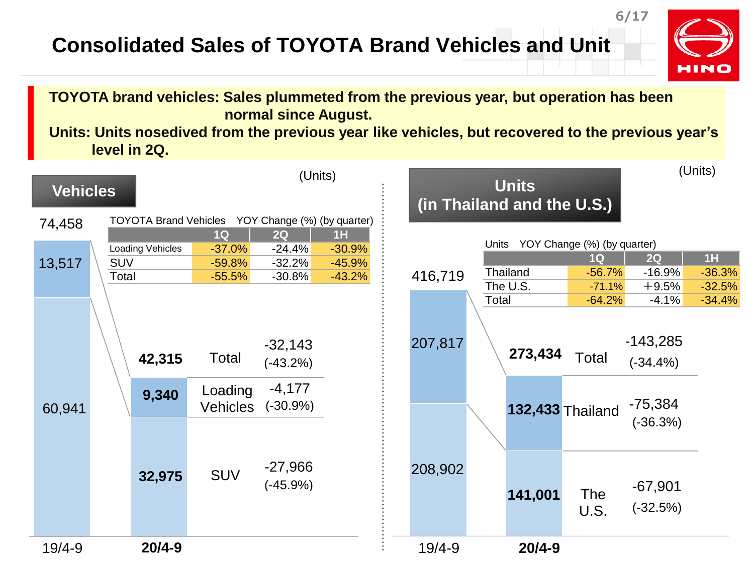# Consolidated Sales of TOYOTA Brand Vehicles and Unit

**TOYOTA brand vehicles: Sales plummeted from the previous year, but operation has been normal since August.**
**Units: Units nosedived from the previous year like vehicles, but recovered to the previous year's level in 2Q.**

## Vehicles

(Units)

TOYOTA Brand Vehicles YOY Change (%) (by quarter)

| | 1Q | 2Q | 1H |
|---|---|---|---|
| Loading Vehicles | -37.0% | -24.4% | -30.9% |
| SUV | -59.8% | -32.2% | -45.9% |
| Total | -55.5% | -30.8% | -43.2% |

| | 19/4-9 | 20/4-9 | Change |
|---|---|---|---|
| Total | 74,458 | **42,315** | -32,143 (-43.2%) |
| Loading Vehicles | 13,517 | **9,340** | -4,177 (-30.9%) |
| SUV | 60,941 | **32,975** | -27,966 (-45.9%) |

## Units (in Thailand and the U.S.)

(Units)

Units YOY Change (%) (by quarter)

| | 1Q | 2Q | 1H |
|---|---|---|---|
| Thailand | -56.7% | -16.9% | -36.3% |
| The U.S. | -71.1% | +9.5% | -32.5% |
| Total | -64.2% | -4.1% | -34.4% |

| | 19/4-9 | 20/4-9 | Change |
|---|---|---|---|
| Total | 416,719 | **273,434** | -143,285 (-34.4%) |
| Thailand | 207,817 | **132,433** | -75,384 (-36.3%) |
| The U.S. | 208,902 | **141,001** | -67,901 (-32.5%) |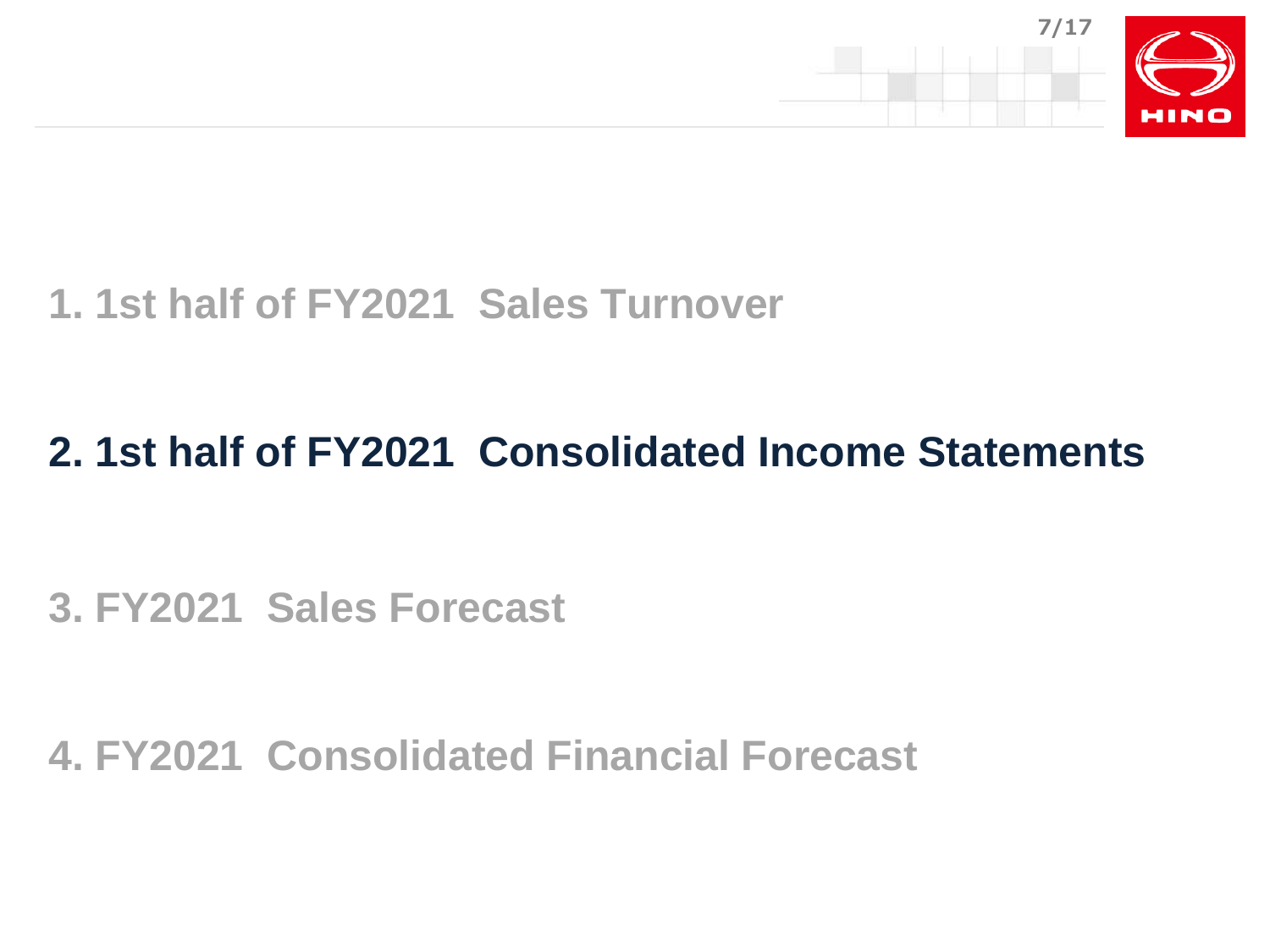1. 1st half of FY2021 Sales Turnover

## 2. 1st half of FY2021 Consolidated Income Statements

3. FY2021 Sales Forecast

4. FY2021 Consolidated Financial Forecast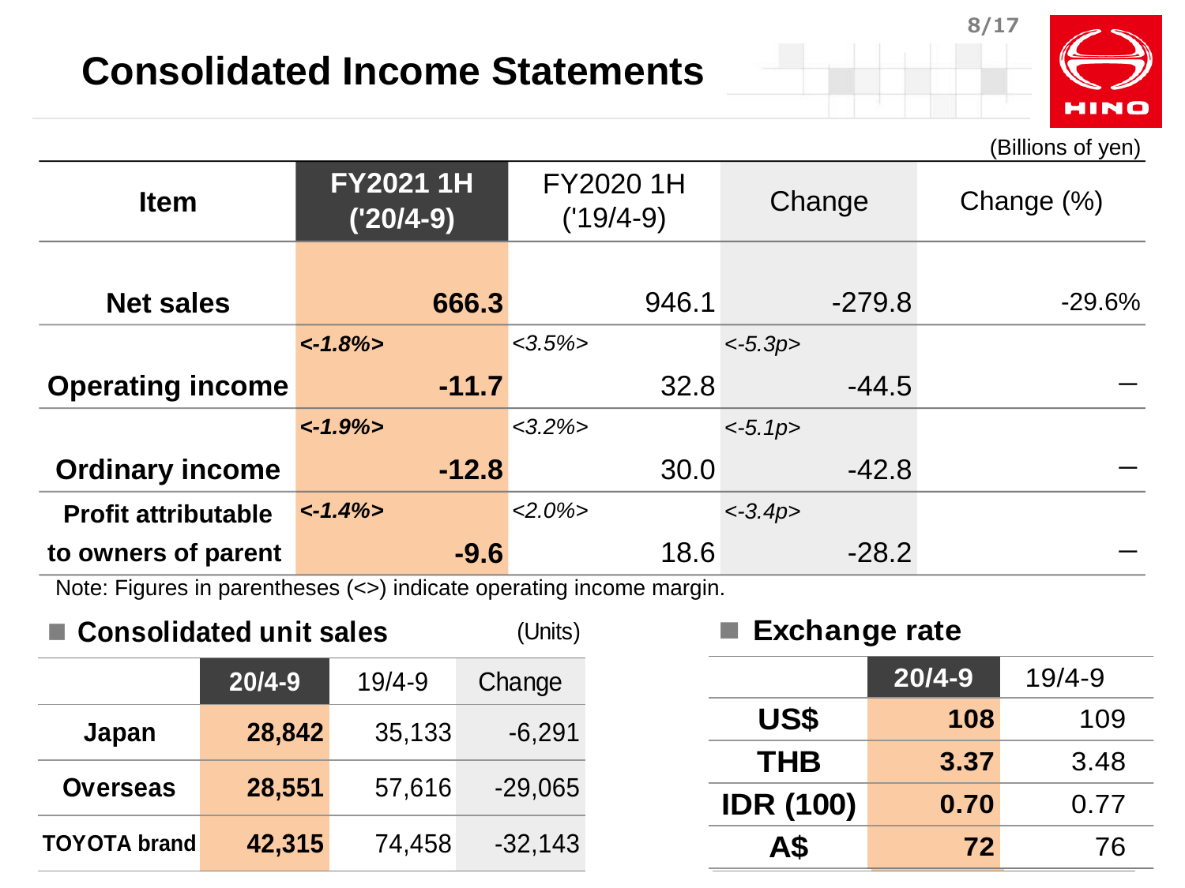# Consolidated Income Statements

(Billions of yen)

| Item | FY2021 1H ('20/4-9) | FY2020 1H ('19/4-9) | Change | Change (%) |
|---|---|---|---|---|
| Net sales | **666.3** | 946.1 | -279.8 | -29.6% |
| Operating income | *<-1.8%>* **-11.7** | *<3.5%>* 32.8 | *<-5.3p>* -44.5 | － |
| Ordinary income | *<-1.9%>* **-12.8** | *<3.2%>* 30.0 | *<-5.1p>* -42.8 | － |
| Profit attributable to owners of parent | *<-1.4%>* **-9.6** | *<2.0%>* 18.6 | *<-3.4p>* -28.2 | － |

Note: Figures in parentheses (<>) indicate operating income margin.

## ■ Consolidated unit sales

(Units)

| | 20/4-9 | 19/4-9 | Change |
|---|---|---|---|
| Japan | **28,842** | 35,133 | -6,291 |
| Overseas | **28,551** | 57,616 | -29,065 |
| TOYOTA brand | **42,315** | 74,458 | -32,143 |

## ■ Exchange rate

| | 20/4-9 | 19/4-9 |
|---|---|---|
| US$ | **108** | 109 |
| THB | **3.37** | 3.48 |
| IDR (100) | **0.70** | 0.77 |
| A$ | **72** | 76 |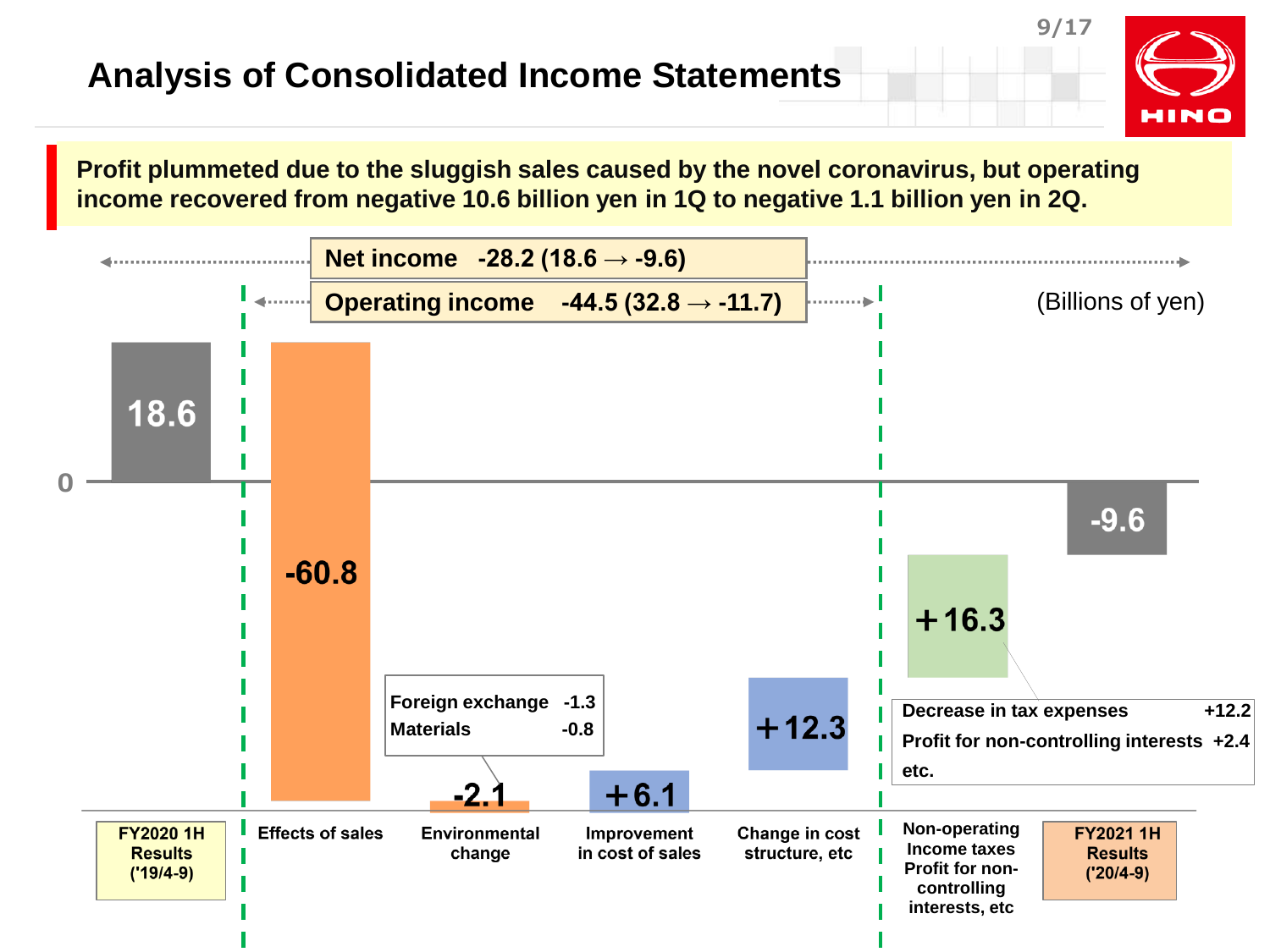# Analysis of Consolidated Income Statements

**Profit plummeted due to the sluggish sales caused by the novel coronavirus, but operating income recovered from negative 10.6 billion yen in 1Q to negative 1.1 billion yen in 2Q.**

**Net income -28.2 (18.6 → -9.6)**

**Operating income -44.5 (32.8 → -11.7)**

(Billions of yen)

| Item | Amount |
|---|---|
| FY2020 1H Results ('19/4-9) | 18.6 |
| Effects of sales | -60.8 |
| Environmental change | -2.1 |
| Improvement in cost of sales | +6.1 |
| Change in cost structure, etc | +12.3 |
| Non-operating Income taxes Profit for non-controlling interests, etc | +16.3 |
| FY2021 1H Results ('20/4-9) | -9.6 |

Environmental change breakdown:

- Foreign exchange -1.3
- Materials -0.8

Non-operating, income taxes, profit for non-controlling interests, etc breakdown:

- Decrease in tax expenses +12.2
- Profit for non-controlling interests +2.4
- etc.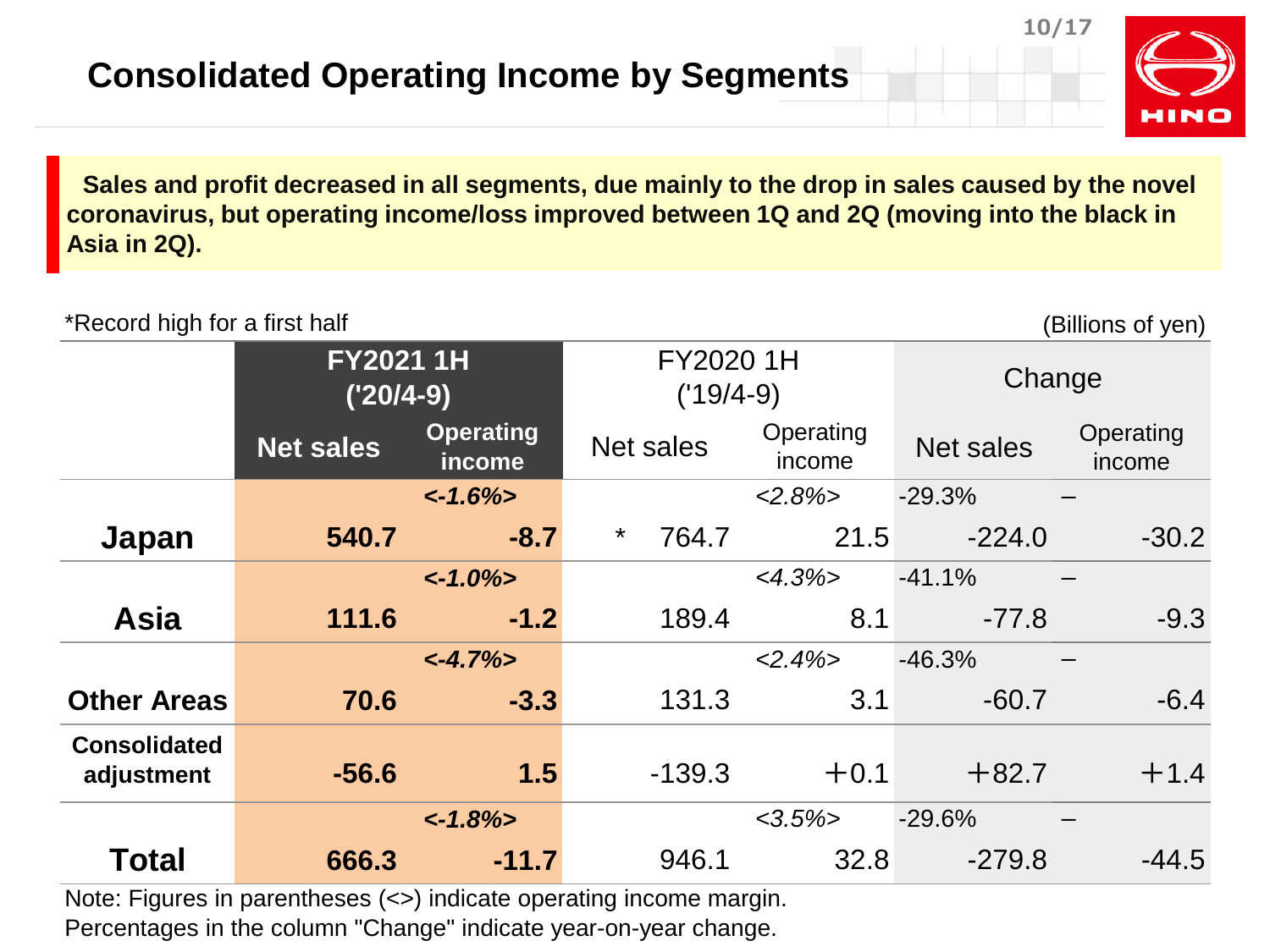# Consolidated Operating Income by Segments

**Sales and profit decreased in all segments, due mainly to the drop in sales caused by the novel coronavirus, but operating income/loss improved between 1Q and 2Q (moving into the black in Asia in 2Q).**

*Record high for a first half

(Billions of yen)

| | FY2021 1H ('20/4-9) | | FY2020 1H ('19/4-9) | | Change | |
|---|---|---|---|---|---|---|
| | Net sales | Operating income | Net sales | Operating income | Net sales | Operating income |
| **Japan** | **540.7** | ***<-1.6%>*** **-8.7** | * 764.7 | *<2.8%>* 21.5 | -29.3% -224.0 | – -30.2 |
| **Asia** | **111.6** | ***<-1.0%>*** **-1.2** | 189.4 | *<4.3%>* 8.1 | -41.1% -77.8 | – -9.3 |
| **Other Areas** | **70.6** | ***<-4.7%>*** **-3.3** | 131.3 | *<2.4%>* 3.1 | -46.3% -60.7 | – -6.4 |
| **Consolidated adjustment** | **-56.6** | **1.5** | -139.3 | +0.1 | +82.7 | +1.4 |
| **Total** | **666.3** | ***<-1.8%>*** **-11.7** | 946.1 | *<3.5%>* 32.8 | -29.6% -279.8 | – -44.5 |

Note: Figures in parentheses (<>) indicate operating income margin.
Percentages in the column "Change" indicate year-on-year change.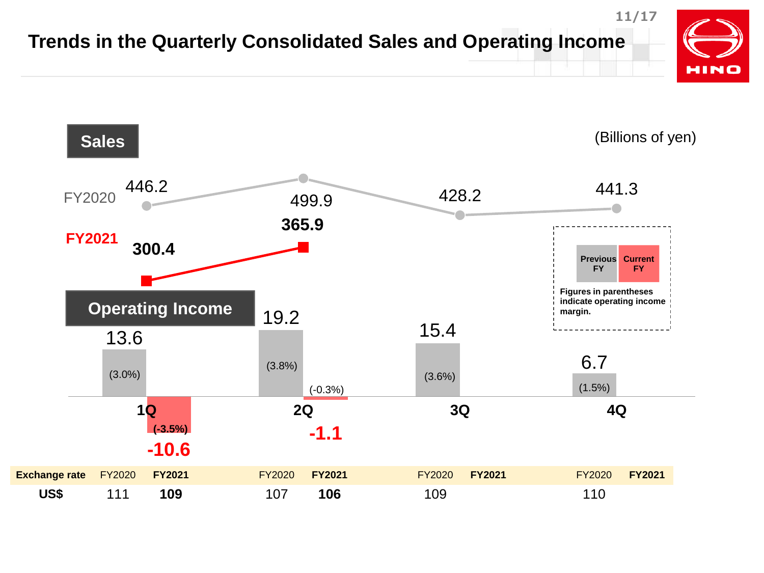# Trends in the Quarterly Consolidated Sales and Operating Income

## Sales

(Billions of yen)

| | 1Q | 2Q | 3Q | 4Q |
|---|---|---|---|---|
| FY2020 | 446.2 | 499.9 | 428.2 | 441.3 |
| FY2021 | 300.4 | 365.9 | | |

## Operating Income

| | 1Q | 2Q | 3Q | 4Q |
|---|---|---|---|---|
| FY2020 | 13.6 (3.0%) | 19.2 (3.8%) | 15.4 (3.6%) | 6.7 (1.5%) |
| FY2021 | -10.6 (-3.5%) | -1.1 (-0.3%) | | |

Previous FY / Current FY

Figures in parentheses indicate operating income margin.

| Exchange rate | FY2020 | FY2021 | FY2020 | FY2021 | FY2020 | FY2021 | FY2020 | FY2021 |
|---|---|---|---|---|---|---|---|---|
| US$ | 111 | **109** | 107 | **106** | 109 | | 110 | |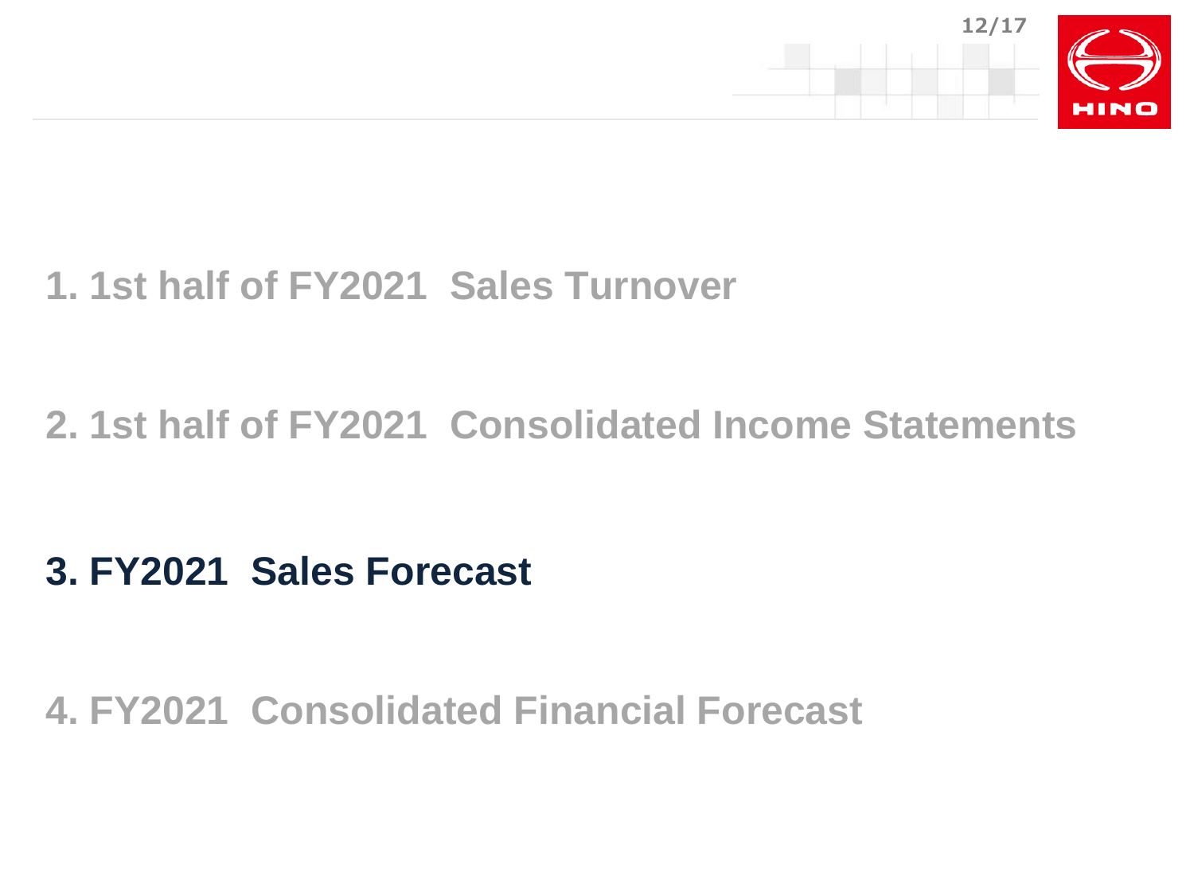1. 1st half of FY2021 Sales Turnover

2. 1st half of FY2021 Consolidated Income Statements

## 3. FY2021 Sales Forecast

4. FY2021 Consolidated Financial Forecast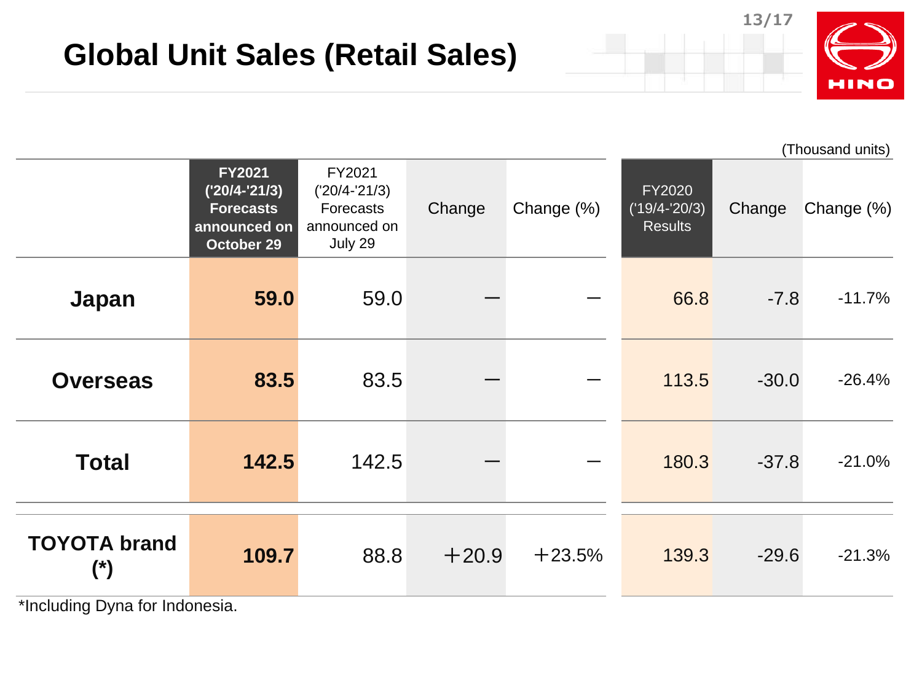# Global Unit Sales (Retail Sales)

(Thousand units)

| | FY2021 ('20/4-'21/3) Forecasts announced on October 29 | FY2021 ('20/4-'21/3) Forecasts announced on July 29 | Change | Change (%) | FY2020 ('19/4-'20/3) Results | Change | Change (%) |
|---|---|---|---|---|---|---|---|
| **Japan** | **59.0** | 59.0 | ― | ― | 66.8 | -7.8 | -11.7% |
| **Overseas** | **83.5** | 83.5 | ― | ― | 113.5 | -30.0 | -26.4% |
| **Total** | **142.5** | 142.5 | ― | ― | 180.3 | -37.8 | -21.0% |
| **TOYOTA brand (*)** | **109.7** | 88.8 | ＋20.9 | ＋23.5% | 139.3 | -29.6 | -21.3% |

*Including Dyna for Indonesia.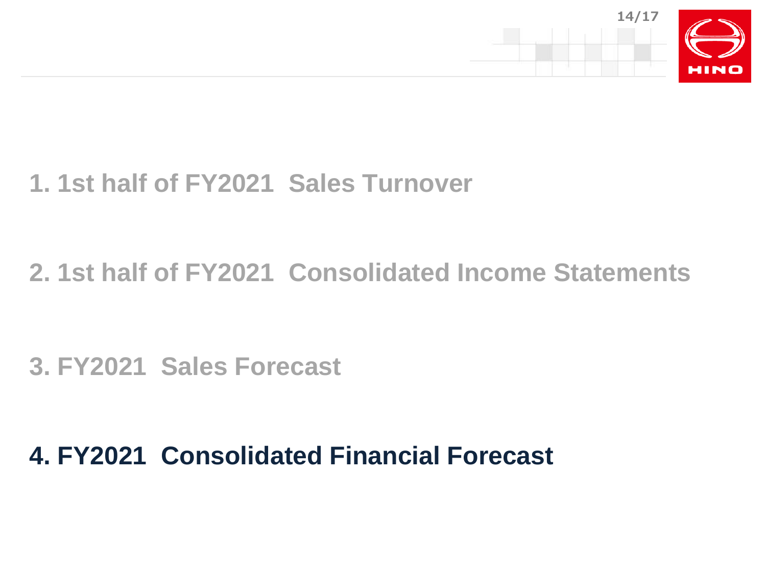1. 1st half of FY2021  Sales Turnover

2. 1st half of FY2021  Consolidated Income Statements

3. FY2021  Sales Forecast

**4. FY2021  Consolidated Financial Forecast**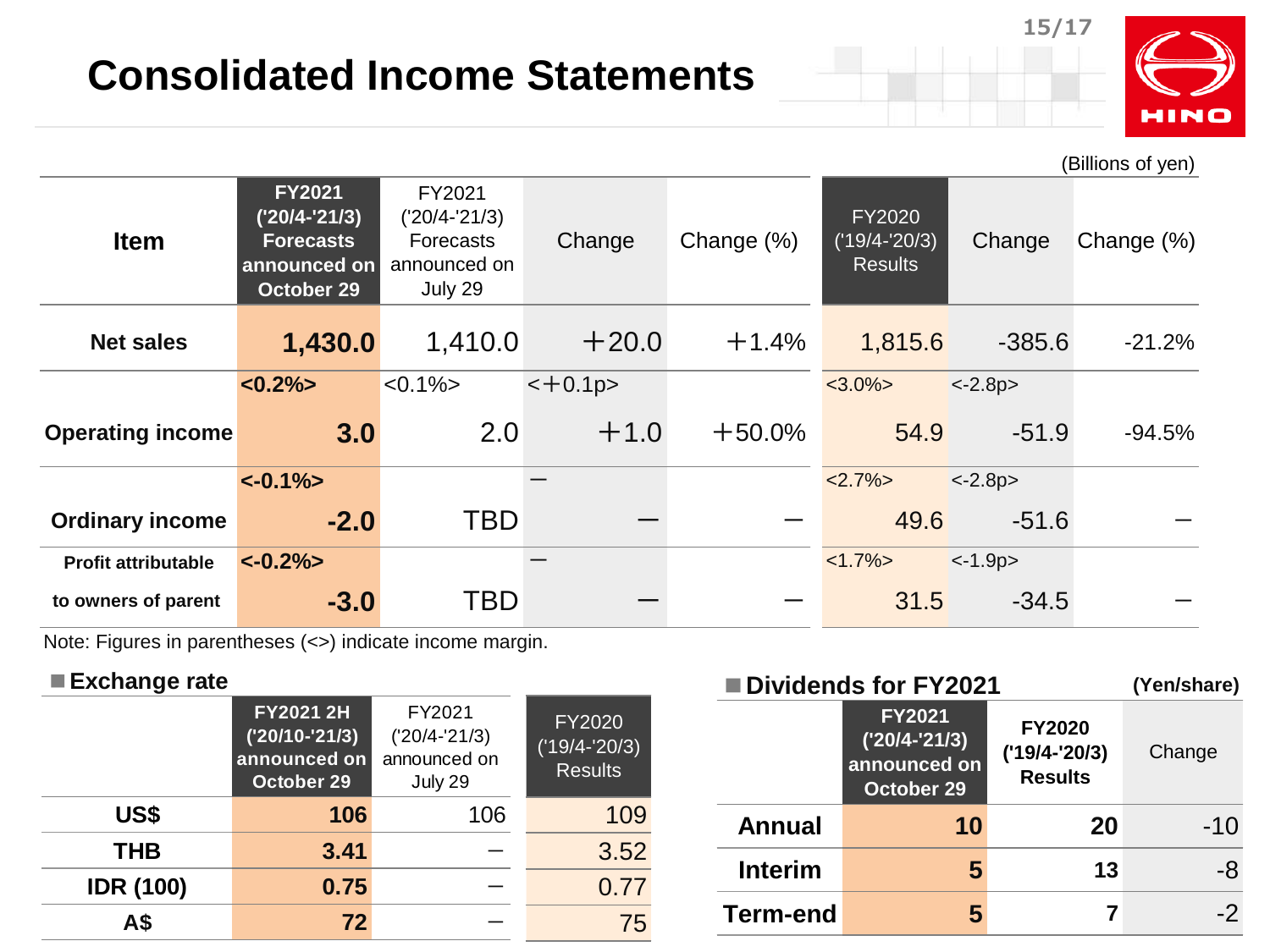# Consolidated Income Statements

(Billions of yen)

| Item | FY2021 ('20/4-'21/3) Forecasts announced on October 29 | FY2021 ('20/4-'21/3) Forecasts announced on July 29 | Change | Change (%) | FY2020 ('19/4-'20/3) Results | Change | Change (%) |
|---|---|---|---|---|---|---|---|
| Net sales | **1,430.0** | 1,410.0 | +20.0 | +1.4% | 1,815.6 | -385.6 | -21.2% |
| | **<0.2%>** | <0.1%> | <+0.1p> | | <3.0%> | <-2.8p> | |
| Operating income | **3.0** | 2.0 | +1.0 | +50.0% | 54.9 | -51.9 | -94.5% |
| | **<-0.1%>** | | — | | <2.7%> | <-2.8p> | |
| Ordinary income | **-2.0** | TBD | — | — | 49.6 | -51.6 | — |
| | **<-0.2%>** | | — | | <1.7%> | <-1.9p> | |
| Profit attributable to owners of parent | **-3.0** | TBD | — | — | 31.5 | -34.5 | — |

Note: Figures in parentheses (<>) indicate income margin.

## Exchange rate

| | FY2021 2H ('20/10-'21/3) announced on October 29 | FY2021 ('20/4-'21/3) announced on July 29 | FY2020 ('19/4-'20/3) Results |
|---|---|---|---|
| US$ | **106** | 106 | 109 |
| THB | **3.41** | — | 3.52 |
| IDR (100) | **0.75** | — | 0.77 |
| A$ | **72** | — | 75 |

## Dividends for FY2021

(Yen/share)

| | FY2021 ('20/4-'21/3) announced on October 29 | FY2020 ('19/4-'20/3) Results | Change |
|---|---|---|---|
| Annual | **10** | 20 | -10 |
| Interim | **5** | 13 | -8 |
| Term-end | **5** | 7 | -2 |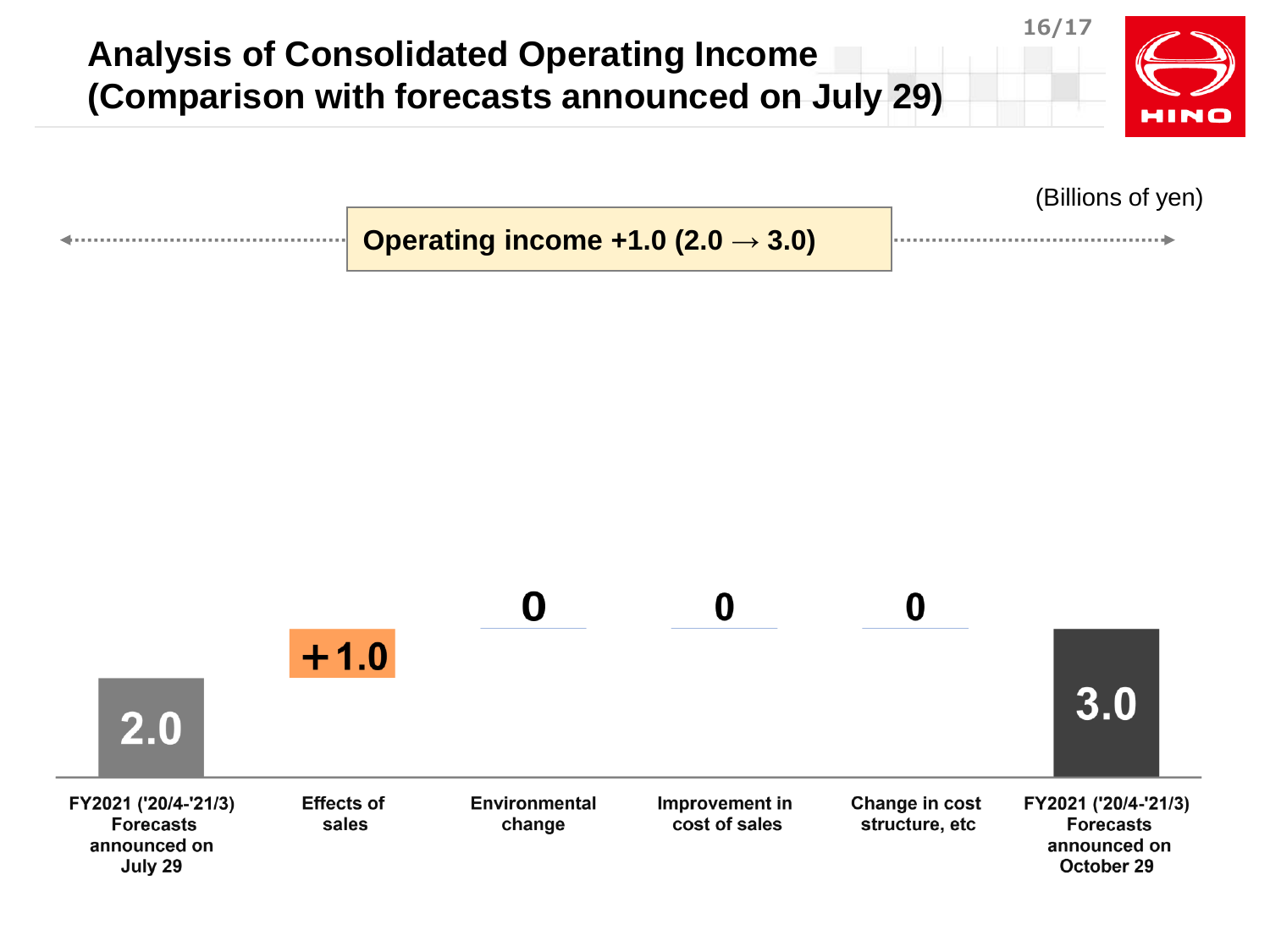# Analysis of Consolidated Operating Income (Comparison with forecasts announced on July 29)

(Billions of yen)

**Operating income +1.0 (2.0 → 3.0)**

| FY2021 ('20/4-'21/3) Forecasts announced on July 29 | Effects of sales | Environmental change | Improvement in cost of sales | Change in cost structure, etc | FY2021 ('20/4-'21/3) Forecasts announced on October 29 |
|---|---|---|---|---|---|
| 2.0 | +1.0 | 0 | 0 | 0 | 3.0 |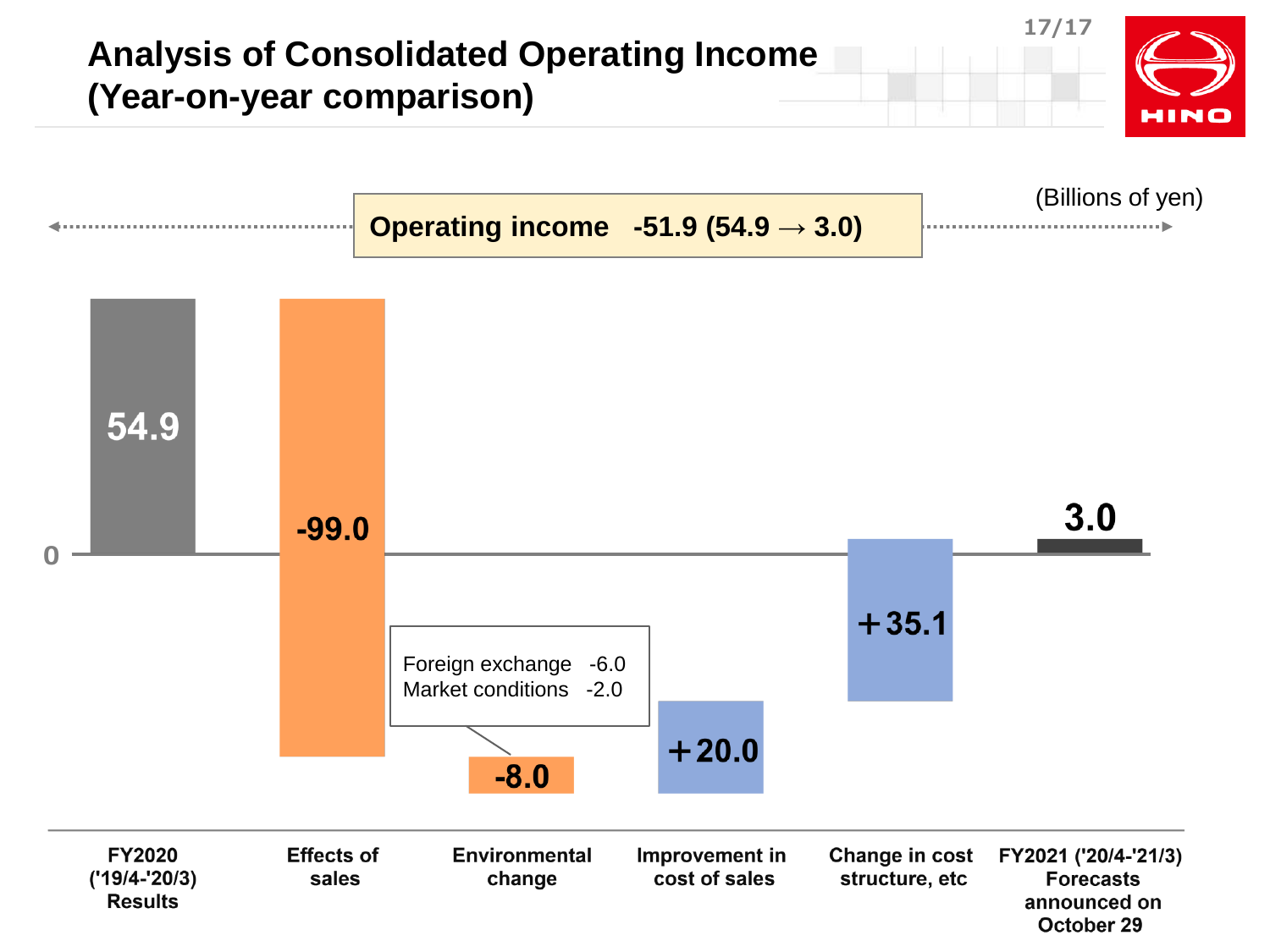# Analysis of Consolidated Operating Income (Year-on-year comparison)

(Billions of yen)

**Operating income -51.9 (54.9 → 3.0)**

0

54.9

-99.0

Foreign exchange -6.0
Market conditions -2.0

-8.0

+20.0

+35.1

3.0

FY2020 ('19/4-'20/3) Results

Effects of sales

Environmental change

Improvement in cost of sales

Change in cost structure, etc

FY2021 ('20/4-'21/3) Forecasts announced on October 29